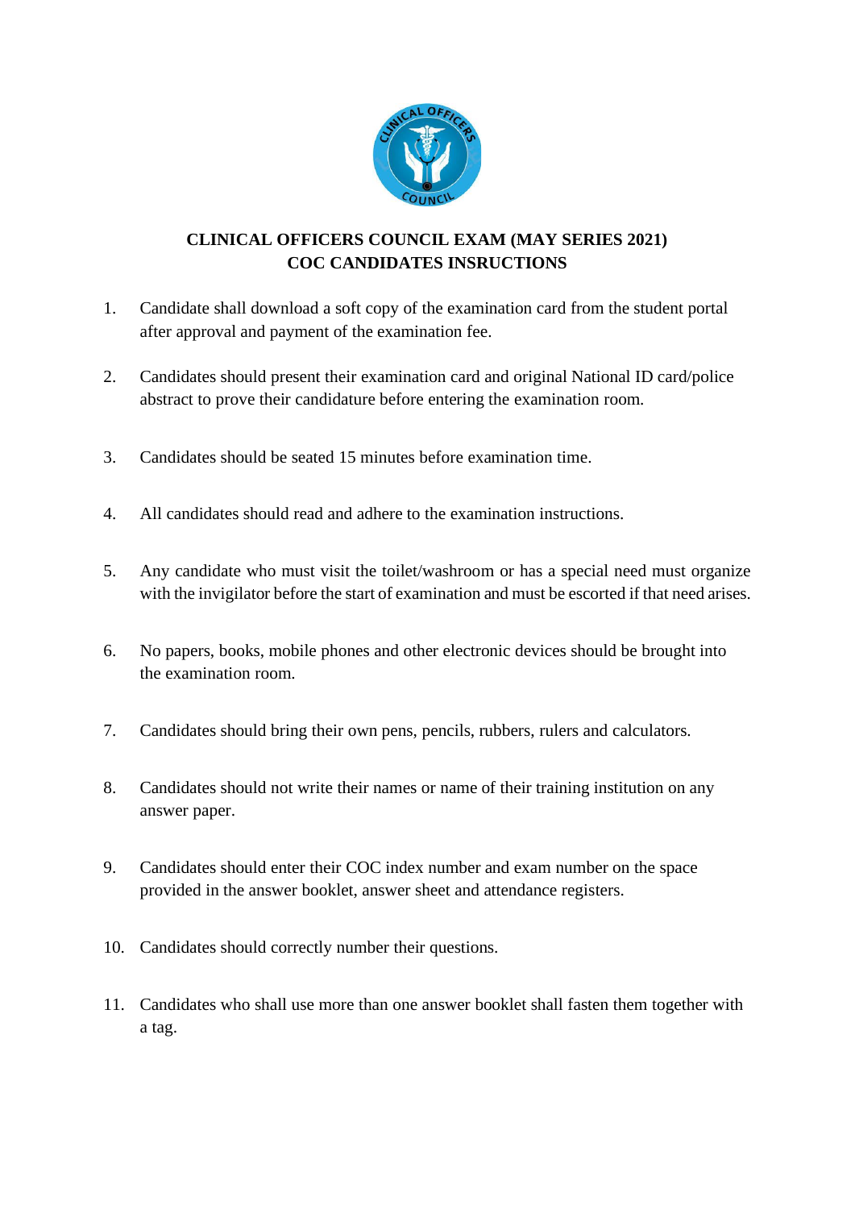# CLINICAL OFFICERS COUNCIL EXAM (MAY SERIES 2021)
## COC CANDIDATES INSRUCTIONS

1. Candidate shall download a soft copy of the examination card from the student portal after approval and payment of the examination fee.

2. Candidates should present their examination card and original National ID card/police abstract to prove their candidature before entering the examination room.

3. Candidates should be seated 15 minutes before examination time.

4. All candidates should read and adhere to the examination instructions.

5. Any candidate who must visit the toilet/washroom or has a special need must organize with the invigilator before the start of examination and must be escorted if that need arises.

6. No papers, books, mobile phones and other electronic devices should be brought into the examination room.

7. Candidates should bring their own pens, pencils, rubbers, rulers and calculators.

8. Candidates should not write their names or name of their training institution on any answer paper.

9. Candidates should enter their COC index number and exam number on the space provided in the answer booklet, answer sheet and attendance registers.

10. Candidates should correctly number their questions.

11. Candidates who shall use more than one answer booklet shall fasten them together with a tag.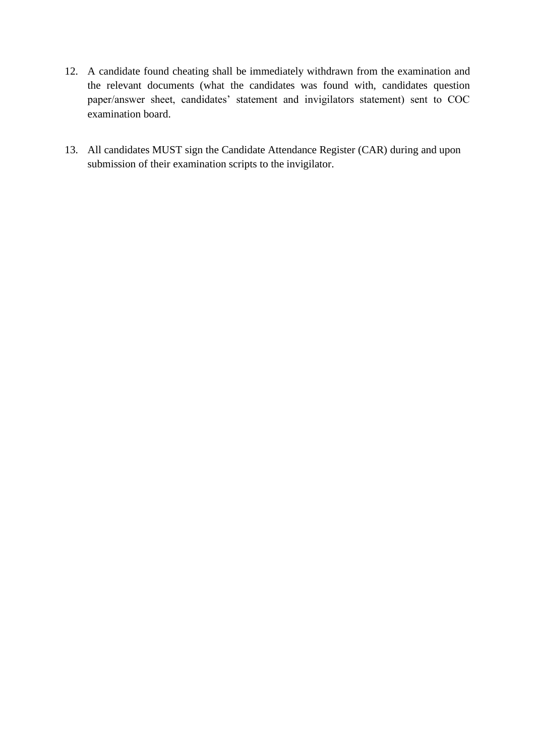12. A candidate found cheating shall be immediately withdrawn from the examination and the relevant documents (what the candidates was found with, candidates question paper/answer sheet, candidates' statement and invigilators statement) sent to COC examination board.

13. All candidates MUST sign the Candidate Attendance Register (CAR) during and upon submission of their examination scripts to the invigilator.